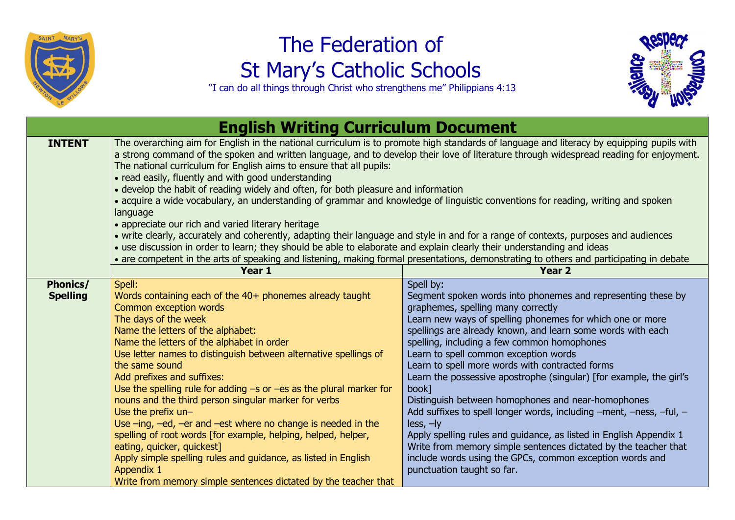# The Federation of St Mary's Catholic Schools

"I can do all things through Christ who strengthens me" Philippians 4:13

## English Writing Curriculum Document

| | | |
|---|---|---|
| **INTENT** | The overarching aim for English in the national curriculum is to promote high standards of language and literacy by equipping pupils with a strong command of the spoken and written language, and to develop their love of literature through widespread reading for enjoyment. The national curriculum for English aims to ensure that all pupils:<br>• read easily, fluently and with good understanding<br>• develop the habit of reading widely and often, for both pleasure and information<br>• acquire a wide vocabulary, an understanding of grammar and knowledge of linguistic conventions for reading, writing and spoken language<br>• appreciate our rich and varied literary heritage<br>• write clearly, accurately and coherently, adapting their language and style in and for a range of contexts, purposes and audiences<br>• use discussion in order to learn; they should be able to elaborate and explain clearly their understanding and ideas<br>• are competent in the arts of speaking and listening, making formal presentations, demonstrating to others and participating in debate | |
| | **Year 1** | **Year 2** |
| **Phonics/ Spelling** | Spell:<br>Words containing each of the 40+ phonemes already taught<br>Common exception words<br>The days of the week<br>Name the letters of the alphabet:<br>Name the letters of the alphabet in order<br>Use letter names to distinguish between alternative spellings of the same sound<br>Add prefixes and suffixes:<br>Use the spelling rule for adding –s or –es as the plural marker for nouns and the third person singular marker for verbs<br>Use the prefix un–<br>Use –ing, –ed, –er and –est where no change is needed in the spelling of root words [for example, helping, helped, helper, eating, quicker, quickest]<br>Apply simple spelling rules and guidance, as listed in English Appendix 1<br>Write from memory simple sentences dictated by the teacher that | Spell by:<br>Segment spoken words into phonemes and representing these by graphemes, spelling many correctly<br>Learn new ways of spelling phonemes for which one or more spellings are already known, and learn some words with each spelling, including a few common homophones<br>Learn to spell common exception words<br>Learn to spell more words with contracted forms<br>Learn the possessive apostrophe (singular) [for example, the girl's book]<br>Distinguish between homophones and near-homophones<br>Add suffixes to spell longer words, including –ment, –ness, –ful, –less, –ly<br>Apply spelling rules and guidance, as listed in English Appendix 1<br>Write from memory simple sentences dictated by the teacher that include words using the GPCs, common exception words and punctuation taught so far. |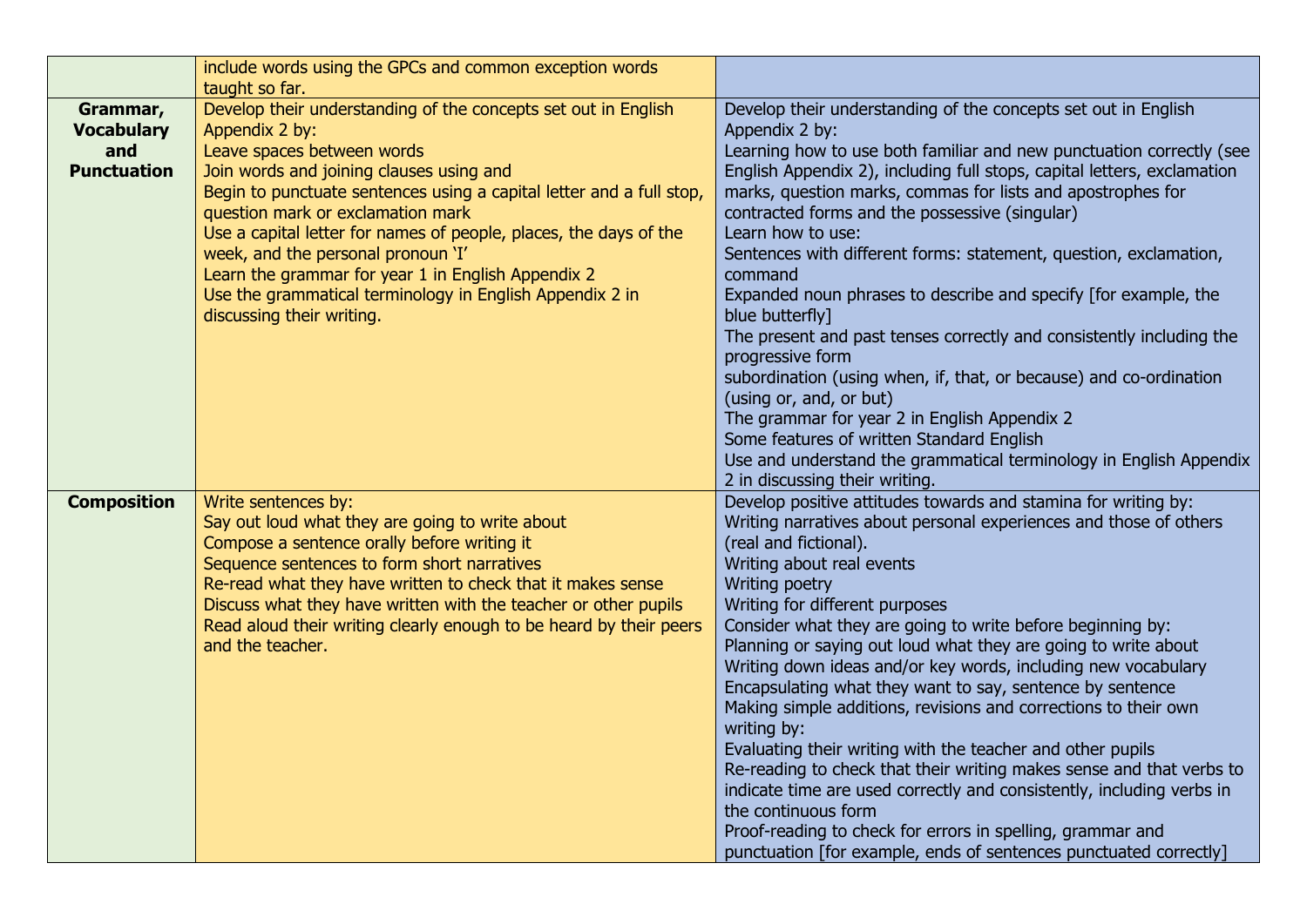| | | |
|---|---|---|
| | include words using the GPCs and common exception words taught so far. | |
| **Grammar, Vocabulary and Punctuation** | Develop their understanding of the concepts set out in English Appendix 2 by:<br>Leave spaces between words<br>Join words and joining clauses using and<br>Begin to punctuate sentences using a capital letter and a full stop, question mark or exclamation mark<br>Use a capital letter for names of people, places, the days of the week, and the personal pronoun 'I'<br>Learn the grammar for year 1 in English Appendix 2<br>Use the grammatical terminology in English Appendix 2 in discussing their writing. | Develop their understanding of the concepts set out in English Appendix 2 by:<br>Learning how to use both familiar and new punctuation correctly (see English Appendix 2), including full stops, capital letters, exclamation marks, question marks, commas for lists and apostrophes for contracted forms and the possessive (singular)<br>Learn how to use:<br>Sentences with different forms: statement, question, exclamation, command<br>Expanded noun phrases to describe and specify [for example, the blue butterfly]<br>The present and past tenses correctly and consistently including the progressive form<br>subordination (using when, if, that, or because) and co-ordination (using or, and, or but)<br>The grammar for year 2 in English Appendix 2<br>Some features of written Standard English<br>Use and understand the grammatical terminology in English Appendix 2 in discussing their writing. |
| **Composition** | Write sentences by:<br>Say out loud what they are going to write about<br>Compose a sentence orally before writing it<br>Sequence sentences to form short narratives<br>Re-read what they have written to check that it makes sense<br>Discuss what they have written with the teacher or other pupils<br>Read aloud their writing clearly enough to be heard by their peers and the teacher. | Develop positive attitudes towards and stamina for writing by:<br>Writing narratives about personal experiences and those of others (real and fictional).<br>Writing about real events<br>Writing poetry<br>Writing for different purposes<br>Consider what they are going to write before beginning by:<br>Planning or saying out loud what they are going to write about<br>Writing down ideas and/or key words, including new vocabulary<br>Encapsulating what they want to say, sentence by sentence<br>Making simple additions, revisions and corrections to their own writing by:<br>Evaluating their writing with the teacher and other pupils<br>Re-reading to check that their writing makes sense and that verbs to indicate time are used correctly and consistently, including verbs in the continuous form<br>Proof-reading to check for errors in spelling, grammar and punctuation [for example, ends of sentences punctuated correctly] |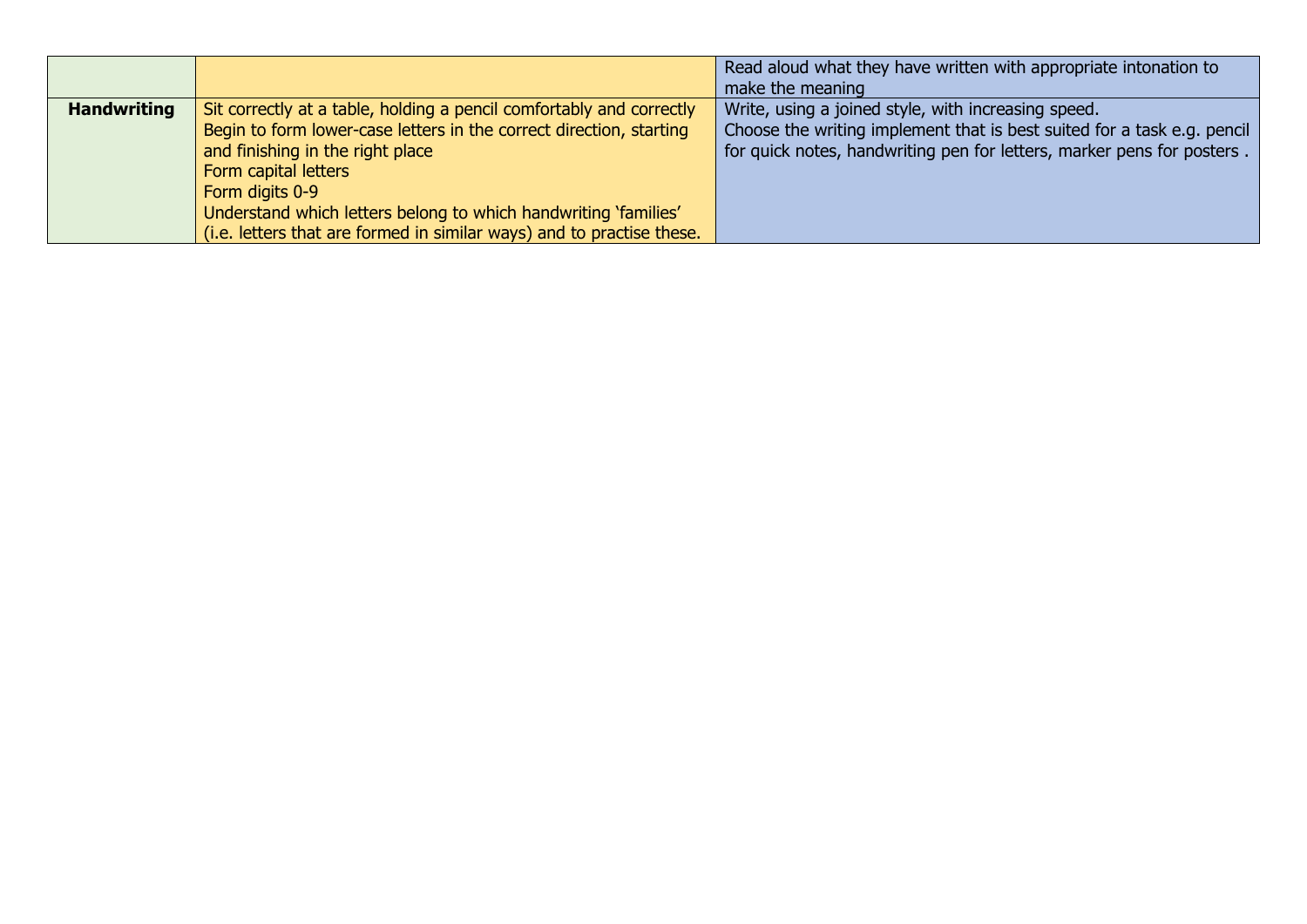| | | |
|---|---|---|
| | | Read aloud what they have written with appropriate intonation to make the meaning |
| **Handwriting** | Sit correctly at a table, holding a pencil comfortably and correctly<br>Begin to form lower-case letters in the correct direction, starting and finishing in the right place<br>Form capital letters<br>Form digits 0-9<br>Understand which letters belong to which handwriting 'families' (i.e. letters that are formed in similar ways) and to practise these. | Write, using a joined style, with increasing speed.<br>Choose the writing implement that is best suited for a task e.g. pencil for quick notes, handwriting pen for letters, marker pens for posters . |